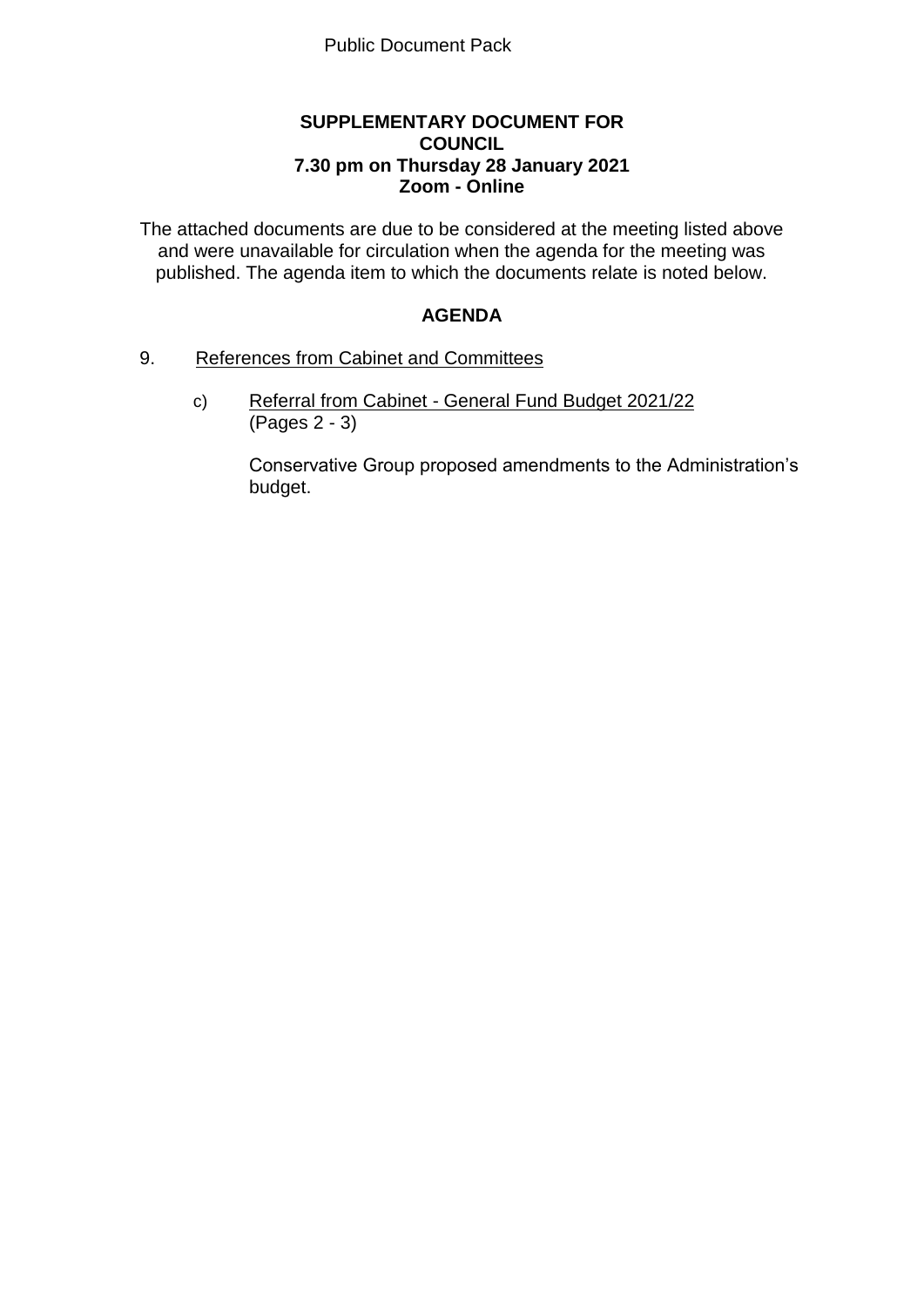Public Document Pack

**SUPPLEMENTARY DOCUMENT FOR COUNCIL**
**7.30 pm on Thursday 28 January 2021**
**Zoom - Online**

The attached documents are due to be considered at the meeting listed above and were unavailable for circulation when the agenda for the meeting was published. The agenda item to which the documents relate is noted below.

## AGENDA

9. References from Cabinet and Committees

   c) Referral from Cabinet - General Fund Budget 2021/22 (Pages 2 - 3)

      Conservative Group proposed amendments to the Administration's budget.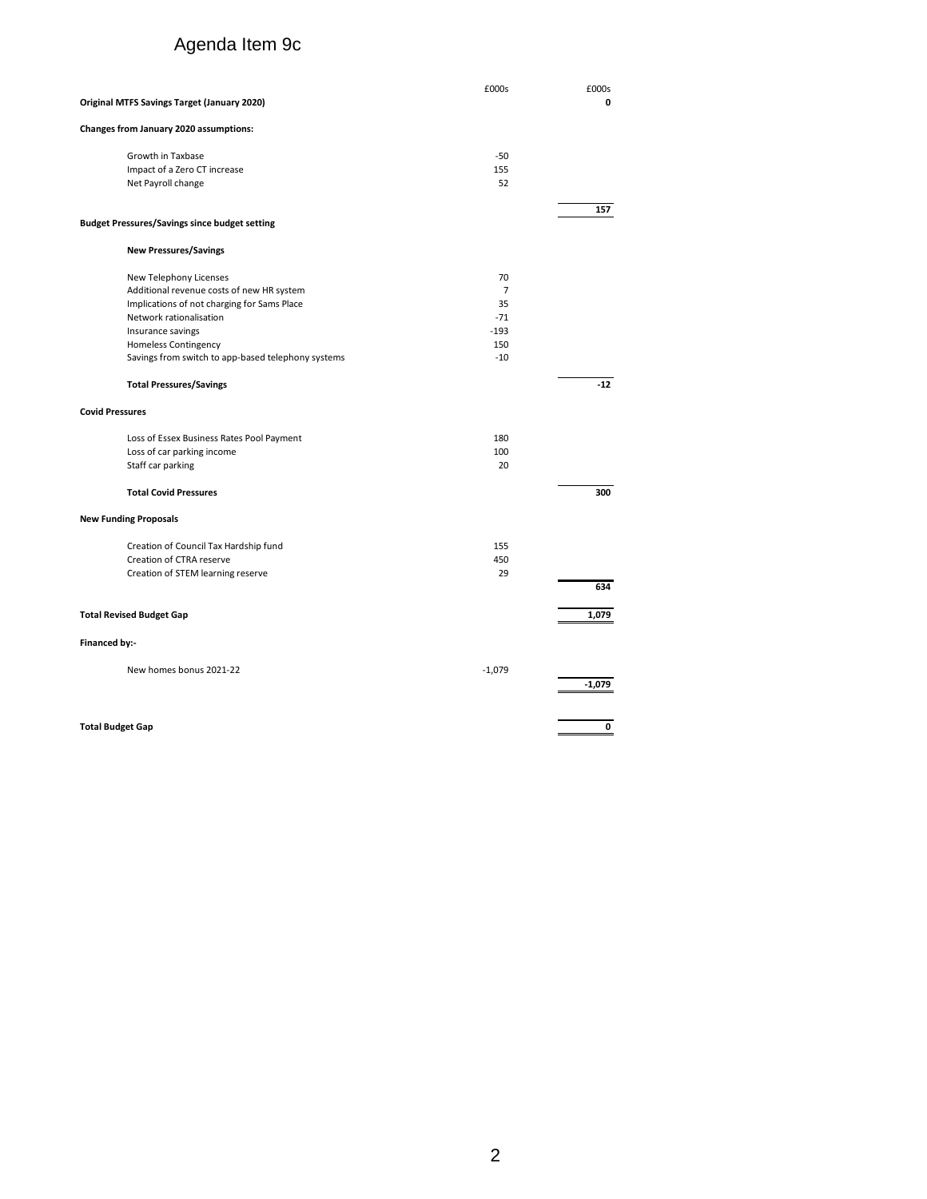# Agenda Item 9c

| | £000s | £000s |
|---|---|---|
| **Original MTFS Savings Target (January 2020)** | | **0** |
| **Changes from January 2020 assumptions:** | | |
| Growth in Taxbase | -50 | |
| Impact of a Zero CT increase | 155 | |
| Net Payroll change | 52 | |
| | | **157** |
| **Budget Pressures/Savings since budget setting** | | |
| **New Pressures/Savings** | | |
| New Telephony Licenses | 70 | |
| Additional revenue costs of new HR system | 7 | |
| Implications of not charging for Sams Place | 35 | |
| Network rationalisation | -71 | |
| Insurance savings | -193 | |
| Homeless Contingency | 150 | |
| Savings from switch to app-based telephony systems | -10 | |
| **Total Pressures/Savings** | | **-12** |
| **Covid Pressures** | | |
| Loss of Essex Business Rates Pool Payment | 180 | |
| Loss of car parking income | 100 | |
| Staff car parking | 20 | |
| **Total Covid Pressures** | | **300** |
| **New Funding Proposals** | | |
| Creation of Council Tax Hardship fund | 155 | |
| Creation of CTRA reserve | 450 | |
| Creation of STEM learning reserve | 29 | |
| | | **634** |
| **Total Revised Budget Gap** | | **1,079** |
| **Financed by:-** | | |
| New homes bonus 2021-22 | -1,079 | |
| | | **-1,079** |
| **Total Budget Gap** | | **0** |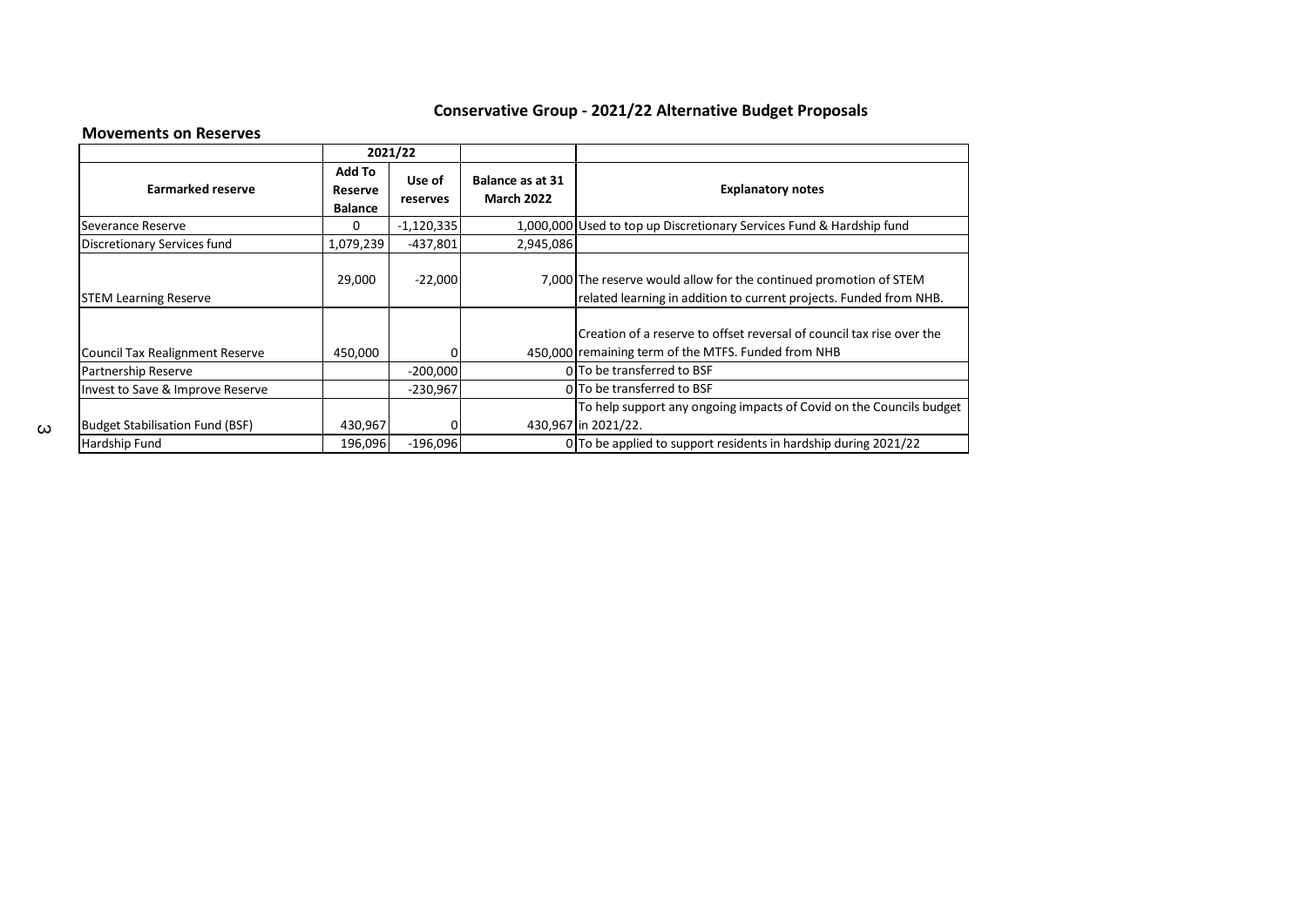## Conservative Group - 2021/22 Alternative Budget Proposals

### Movements on Reserves

| | 2021/22 | | | |
|---|---|---|---|---|
| **Earmarked reserve** | **Add To Reserve Balance** | **Use of reserves** | **Balance as at 31 March 2022** | **Explanatory notes** |
| Severance Reserve | 0 | -1,120,335 | 1,000,000 | Used to top up Discretionary Services Fund & Hardship fund |
| Discretionary Services fund | 1,079,239 | -437,801 | 2,945,086 | |
| STEM Learning Reserve | 29,000 | -22,000 | 7,000 | The reserve would allow for the continued promotion of STEM related learning in addition to current projects. Funded from NHB. |
| Council Tax Realignment Reserve | 450,000 | 0 | 450,000 | Creation of a reserve to offset reversal of council tax rise over the remaining term of the MTFS. Funded from NHB |
| Partnership Reserve | | -200,000 | 0 | To be transferred to BSF |
| Invest to Save & Improve Reserve | | -230,967 | 0 | To be transferred to BSF |
| Budget Stabilisation Fund (BSF) | 430,967 | 0 | 430,967 | To help support any ongoing impacts of Covid on the Councils budget in 2021/22. |
| Hardship Fund | 196,096 | -196,096 | 0 | To be applied to support residents in hardship during 2021/22 |